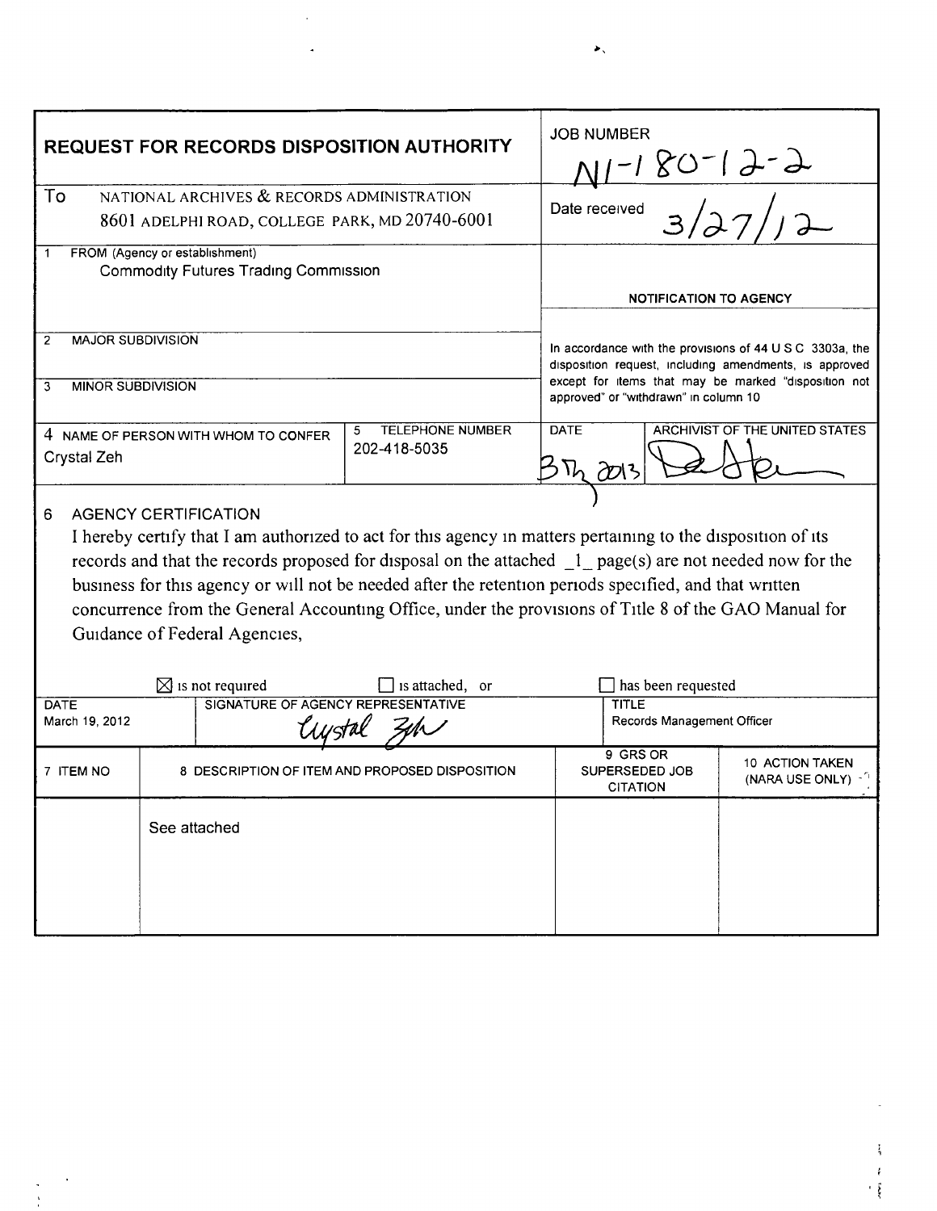# REQUEST FOR RECORDS DISPOSITION AUTHORITY

**JOB NUMBER** N1-180-12-2

**To** NATIONAL ARCHIVES & RECORDS ADMINISTRATION
8601 ADELPHI ROAD, COLLEGE PARK, MD 20740-6001

**Date received** 3/27/12

**1 FROM (Agency or establishment)**
Commodity Futures Trading Commission

**2 MAJOR SUBDIVISION**

**3 MINOR SUBDIVISION**

**NOTIFICATION TO AGENCY**

In accordance with the provisions of 44 U S C 3303a, the disposition request, including amendments, is approved except for items that may be marked "disposition not approved" or "withdrawn" in column 10

| 4 NAME OF PERSON WITH WHOM TO CONFER | 5 TELEPHONE NUMBER | DATE | ARCHIVIST OF THE UNITED STATES |
|---|---|---|---|
| Crystal Zeh | 202-418-5035 | 3/7/2013 | [signature] |

**6 AGENCY CERTIFICATION**

I hereby certify that I am authorized to act for this agency in matters pertaining to the disposition of its records and that the records proposed for disposal on the attached _1_ page(s) are not needed now for the business for this agency or will not be needed after the retention periods specified, and that written concurrence from the General Accounting Office, under the provisions of Title 8 of the GAO Manual for Guidance of Federal Agencies,

☒ is not required ☐ is attached, or ☐ has been requested

| DATE | SIGNATURE OF AGENCY REPRESENTATIVE | TITLE |
|---|---|---|
| March 19, 2012 | Crystal Zeh | Records Management Officer |

| 7 ITEM NO | 8 DESCRIPTION OF ITEM AND PROPOSED DISPOSITION | 9 GRS OR SUPERSEDED JOB CITATION | 10 ACTION TAKEN (NARA USE ONLY) |
|---|---|---|---|
| | See attached | | |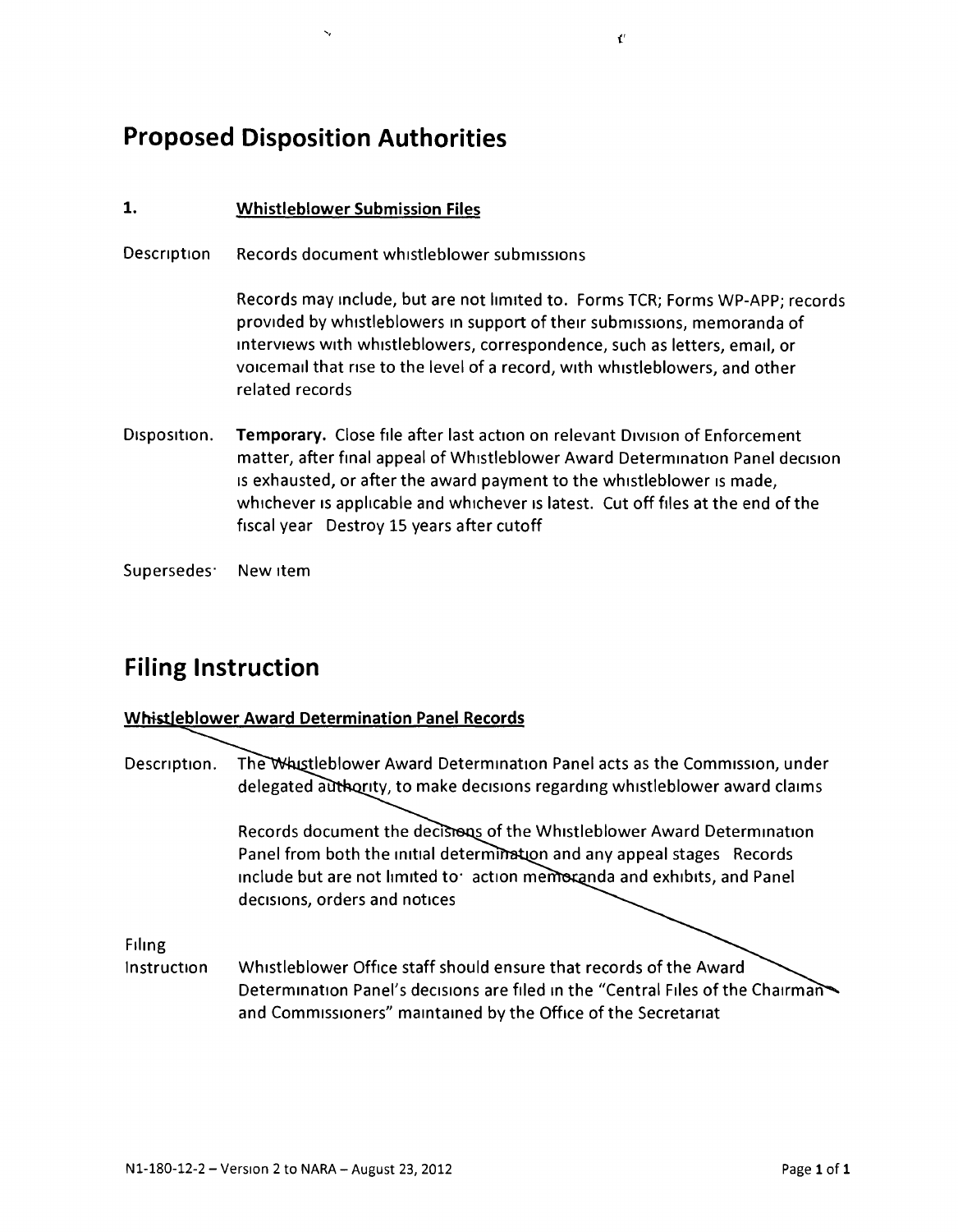# Proposed Disposition Authorities

**1.** **Whistleblower Submission Files**

Description Records document whistleblower submissions

Records may include, but are not limited to. Forms TCR; Forms WP-APP; records provided by whistleblowers in support of their submissions, memoranda of interviews with whistleblowers, correspondence, such as letters, email, or voicemail that rise to the level of a record, with whistleblowers, and other related records

Disposition. **Temporary.** Close file after last action on relevant Division of Enforcement matter, after final appeal of Whistleblower Award Determination Panel decision is exhausted, or after the award payment to the whistleblower is made, whichever is applicable and whichever is latest. Cut off files at the end of the fiscal year Destroy 15 years after cutoff

Supersedes· New item

# Filing Instruction

**Whistleblower Award Determination Panel Records**

Description. The Whistleblower Award Determination Panel acts as the Commission, under delegated authority, to make decisions regarding whistleblower award claims

Records document the decisions of the Whistleblower Award Determination Panel from both the initial determination and any appeal stages Records include but are not limited to· action memoranda and exhibits, and Panel decisions, orders and notices

Filing Instruction Whistleblower Office staff should ensure that records of the Award Determination Panel's decisions are filed in the "Central Files of the Chairman and Commissioners" maintained by the Office of the Secretariat

N1-180-12-2 – Version 2 to NARA – August 23, 2012